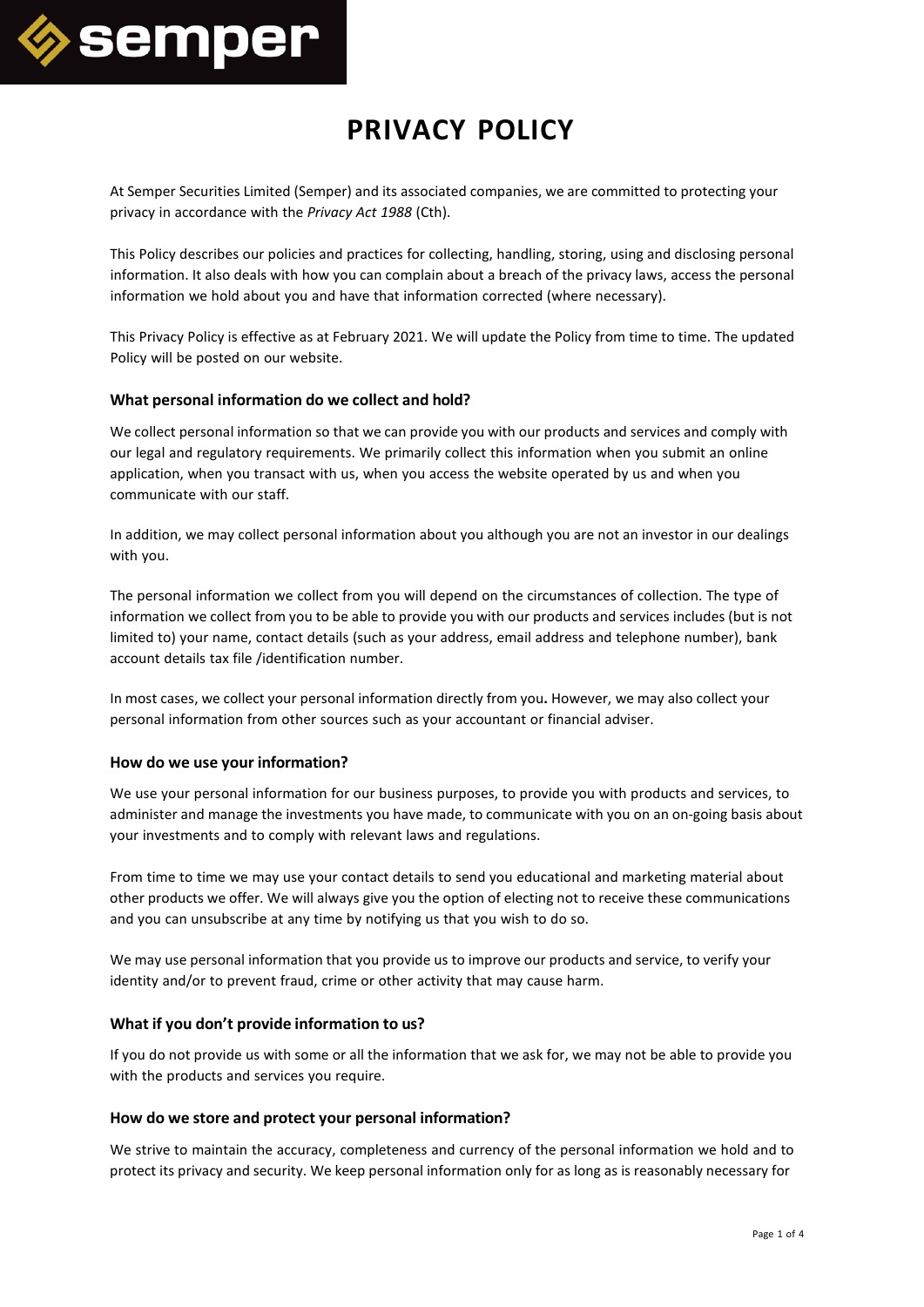# PRIVACY POLICY

At Semper Securities Limited (Semper) and its associated companies, we are committed to protecting your privacy in accordance with the *Privacy Act 1988* (Cth).

This Policy describes our policies and practices for collecting, handling, storing, using and disclosing personal information. It also deals with how you can complain about a breach of the privacy laws, access the personal information we hold about you and have that information corrected (where necessary).

This Privacy Policy is effective as at February 2021. We will update the Policy from time to time. The updated Policy will be posted on our website.

### What personal information do we collect and hold?

We collect personal information so that we can provide you with our products and services and comply with our legal and regulatory requirements. We primarily collect this information when you submit an online application, when you transact with us, when you access the website operated by us and when you communicate with our staff.

In addition, we may collect personal information about you although you are not an investor in our dealings with you.

The personal information we collect from you will depend on the circumstances of collection. The type of information we collect from you to be able to provide you with our products and services includes (but is not limited to) your name, contact details (such as your address, email address and telephone number), bank account details tax file /identification number.

In most cases, we collect your personal information directly from you**.** However, we may also collect your personal information from other sources such as your accountant or financial adviser.

### How do we use your information?

We use your personal information for our business purposes, to provide you with products and services, to administer and manage the investments you have made, to communicate with you on an on-going basis about your investments and to comply with relevant laws and regulations.

From time to time we may use your contact details to send you educational and marketing material about other products we offer. We will always give you the option of electing not to receive these communications and you can unsubscribe at any time by notifying us that you wish to do so.

We may use personal information that you provide us to improve our products and service, to verify your identity and/or to prevent fraud, crime or other activity that may cause harm.

### What if you don't provide information to us?

If you do not provide us with some or all the information that we ask for, we may not be able to provide you with the products and services you require.

### How do we store and protect your personal information?

We strive to maintain the accuracy, completeness and currency of the personal information we hold and to protect its privacy and security. We keep personal information only for as long as is reasonably necessary for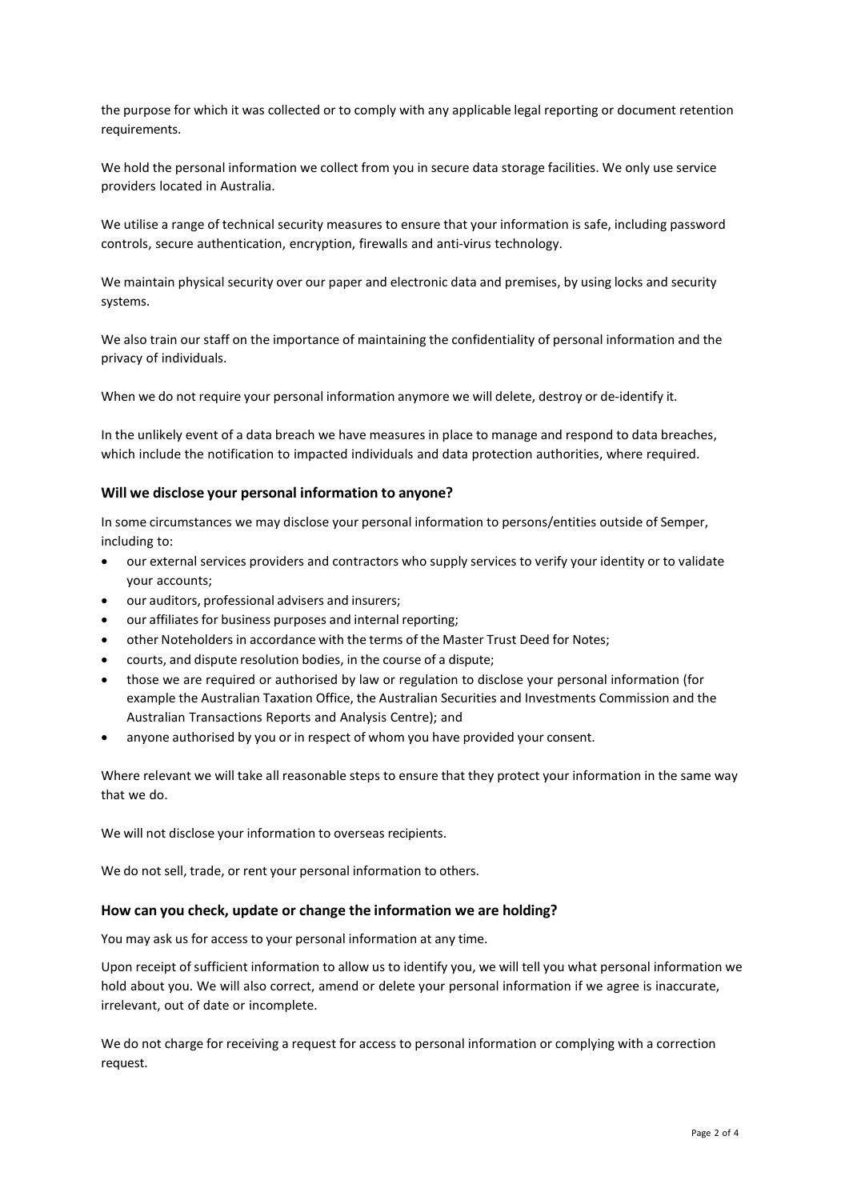the purpose for which it was collected or to comply with any applicable legal reporting or document retention requirements.

We hold the personal information we collect from you in secure data storage facilities. We only use service providers located in Australia.

We utilise a range of technical security measures to ensure that your information is safe, including password controls, secure authentication, encryption, firewalls and anti-virus technology.

We maintain physical security over our paper and electronic data and premises, by using locks and security systems.

We also train our staff on the importance of maintaining the confidentiality of personal information and the privacy of individuals.

When we do not require your personal information anymore we will delete, destroy or de-identify it.

In the unlikely event of a data breach we have measures in place to manage and respond to data breaches, which include the notification to impacted individuals and data protection authorities, where required.

### Will we disclose your personal information to anyone?

In some circumstances we may disclose your personal information to persons/entities outside of Semper, including to:

- our external services providers and contractors who supply services to verify your identity or to validate your accounts;
- our auditors, professional advisers and insurers;
- our affiliates for business purposes and internal reporting;
- other Noteholders in accordance with the terms of the Master Trust Deed for Notes;
- courts, and dispute resolution bodies, in the course of a dispute;
- those we are required or authorised by law or regulation to disclose your personal information (for example the Australian Taxation Office, the Australian Securities and Investments Commission and the Australian Transactions Reports and Analysis Centre); and
- anyone authorised by you or in respect of whom you have provided your consent.

Where relevant we will take all reasonable steps to ensure that they protect your information in the same way that we do.

We will not disclose your information to overseas recipients.

We do not sell, trade, or rent your personal information to others.

### How can you check, update or change the information we are holding?

You may ask us for access to your personal information at any time.

Upon receipt of sufficient information to allow us to identify you, we will tell you what personal information we hold about you. We will also correct, amend or delete your personal information if we agree is inaccurate, irrelevant, out of date or incomplete.

We do not charge for receiving a request for access to personal information or complying with a correction request.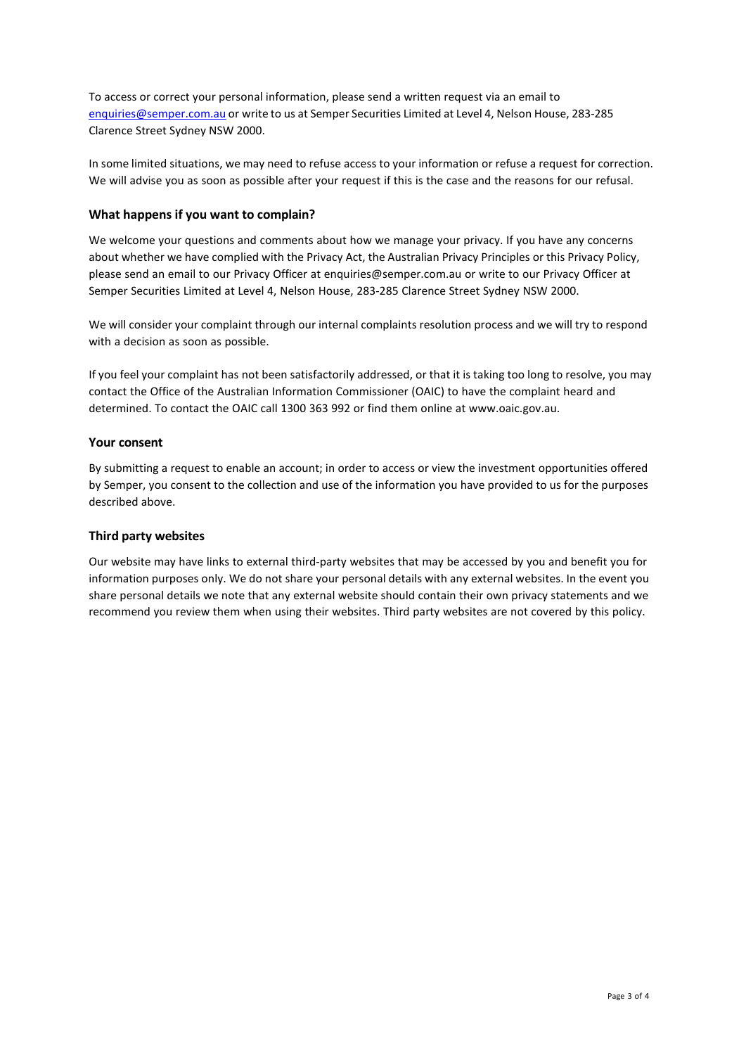To access or correct your personal information, please send a written request via an email to enquiries@semper.com.au or write to us at Semper Securities Limited at Level 4, Nelson House, 283-285 Clarence Street Sydney NSW 2000.

In some limited situations, we may need to refuse access to your information or refuse a request for correction. We will advise you as soon as possible after your request if this is the case and the reasons for our refusal.

### What happens if you want to complain?

We welcome your questions and comments about how we manage your privacy. If you have any concerns about whether we have complied with the Privacy Act, the Australian Privacy Principles or this Privacy Policy, please send an email to our Privacy Officer at enquiries@semper.com.au or write to our Privacy Officer at Semper Securities Limited at Level 4, Nelson House, 283-285 Clarence Street Sydney NSW 2000.

We will consider your complaint through our internal complaints resolution process and we will try to respond with a decision as soon as possible.

If you feel your complaint has not been satisfactorily addressed, or that it is taking too long to resolve, you may contact the Office of the Australian Information Commissioner (OAIC) to have the complaint heard and determined. To contact the OAIC call 1300 363 992 or find them online at www.oaic.gov.au.

### Your consent

By submitting a request to enable an account; in order to access or view the investment opportunities offered by Semper, you consent to the collection and use of the information you have provided to us for the purposes described above.

### Third party websites

Our website may have links to external third-party websites that may be accessed by you and benefit you for information purposes only. We do not share your personal details with any external websites. In the event you share personal details we note that any external website should contain their own privacy statements and we recommend you review them when using their websites. Third party websites are not covered by this policy.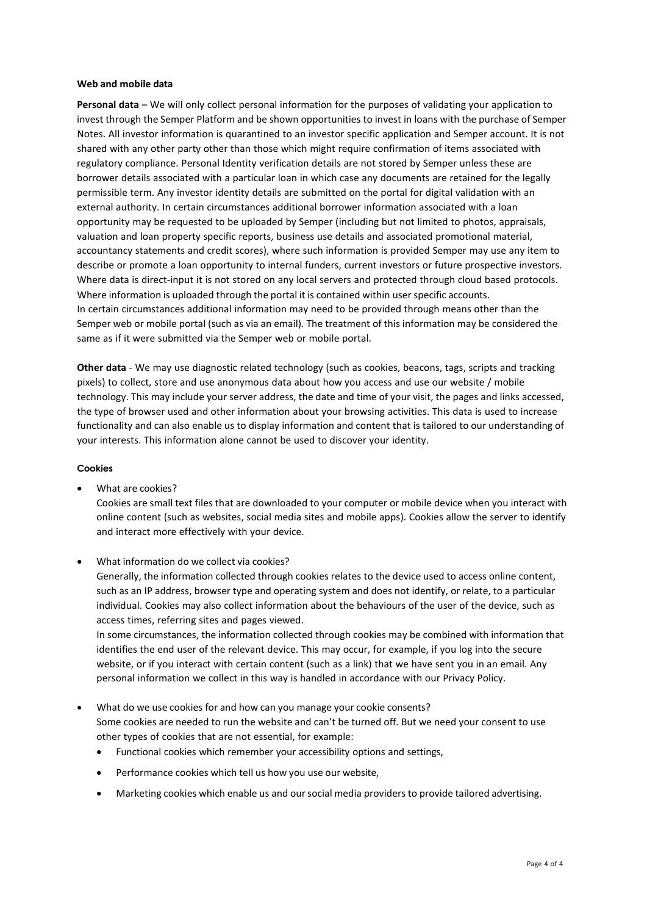**Web and mobile data**

**Personal data** – We will only collect personal information for the purposes of validating your application to invest through the Semper Platform and be shown opportunities to invest in loans with the purchase of Semper Notes. All investor information is quarantined to an investor specific application and Semper account. It is not shared with any other party other than those which might require confirmation of items associated with regulatory compliance. Personal Identity verification details are not stored by Semper unless these are borrower details associated with a particular loan in which case any documents are retained for the legally permissible term. Any investor identity details are submitted on the portal for digital validation with an external authority. In certain circumstances additional borrower information associated with a loan opportunity may be requested to be uploaded by Semper (including but not limited to photos, appraisals, valuation and loan property specific reports, business use details and associated promotional material, accountancy statements and credit scores), where such information is provided Semper may use any item to describe or promote a loan opportunity to internal funders, current investors or future prospective investors. Where data is direct-input it is not stored on any local servers and protected through cloud based protocols. Where information is uploaded through the portal it is contained within user specific accounts.
In certain circumstances additional information may need to be provided through means other than the Semper web or mobile portal (such as via an email). The treatment of this information may be considered the same as if it were submitted via the Semper web or mobile portal.

**Other data** - We may use diagnostic related technology (such as cookies, beacons, tags, scripts and tracking pixels) to collect, store and use anonymous data about how you access and use our website / mobile technology. This may include your server address, the date and time of your visit, the pages and links accessed, the type of browser used and other information about your browsing activities. This data is used to increase functionality and can also enable us to display information and content that is tailored to our understanding of your interests. This information alone cannot be used to discover your identity.

**Cookies**

- What are cookies?
  Cookies are small text files that are downloaded to your computer or mobile device when you interact with online content (such as websites, social media sites and mobile apps). Cookies allow the server to identify and interact more effectively with your device.

- What information do we collect via cookies?
  Generally, the information collected through cookies relates to the device used to access online content, such as an IP address, browser type and operating system and does not identify, or relate, to a particular individual. Cookies may also collect information about the behaviours of the user of the device, such as access times, referring sites and pages viewed.
  In some circumstances, the information collected through cookies may be combined with information that identifies the end user of the relevant device. This may occur, for example, if you log into the secure website, or if you interact with certain content (such as a link) that we have sent you in an email. Any personal information we collect in this way is handled in accordance with our Privacy Policy.

- What do we use cookies for and how can you manage your cookie consents?
  Some cookies are needed to run the website and can't be turned off. But we need your consent to use other types of cookies that are not essential, for example:
  - Functional cookies which remember your accessibility options and settings,
  - Performance cookies which tell us how you use our website,
  - Marketing cookies which enable us and our social media providers to provide tailored advertising.